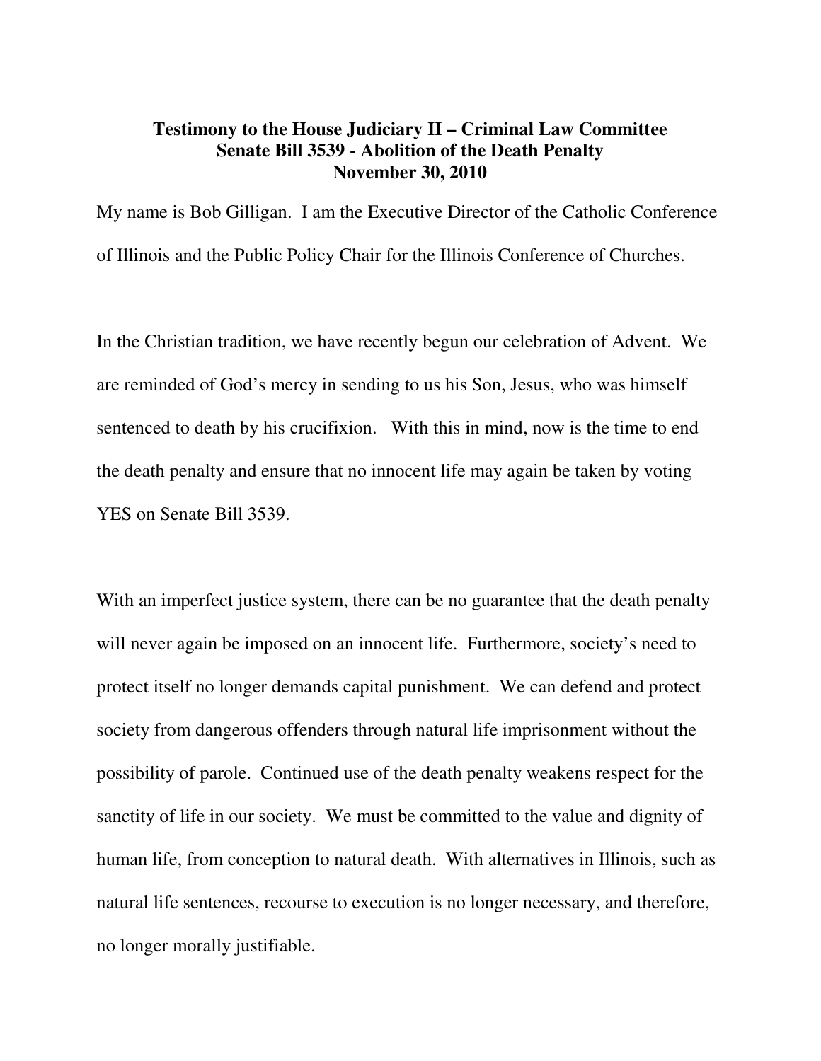**Testimony to the House Judiciary II – Criminal Law Committee**
**Senate Bill 3539 - Abolition of the Death Penalty**
**November 30, 2010**

My name is Bob Gilligan. I am the Executive Director of the Catholic Conference of Illinois and the Public Policy Chair for the Illinois Conference of Churches.

In the Christian tradition, we have recently begun our celebration of Advent. We are reminded of God's mercy in sending to us his Son, Jesus, who was himself sentenced to death by his crucifixion. With this in mind, now is the time to end the death penalty and ensure that no innocent life may again be taken by voting YES on Senate Bill 3539.

With an imperfect justice system, there can be no guarantee that the death penalty will never again be imposed on an innocent life. Furthermore, society's need to protect itself no longer demands capital punishment. We can defend and protect society from dangerous offenders through natural life imprisonment without the possibility of parole. Continued use of the death penalty weakens respect for the sanctity of life in our society. We must be committed to the value and dignity of human life, from conception to natural death. With alternatives in Illinois, such as natural life sentences, recourse to execution is no longer necessary, and therefore, no longer morally justifiable.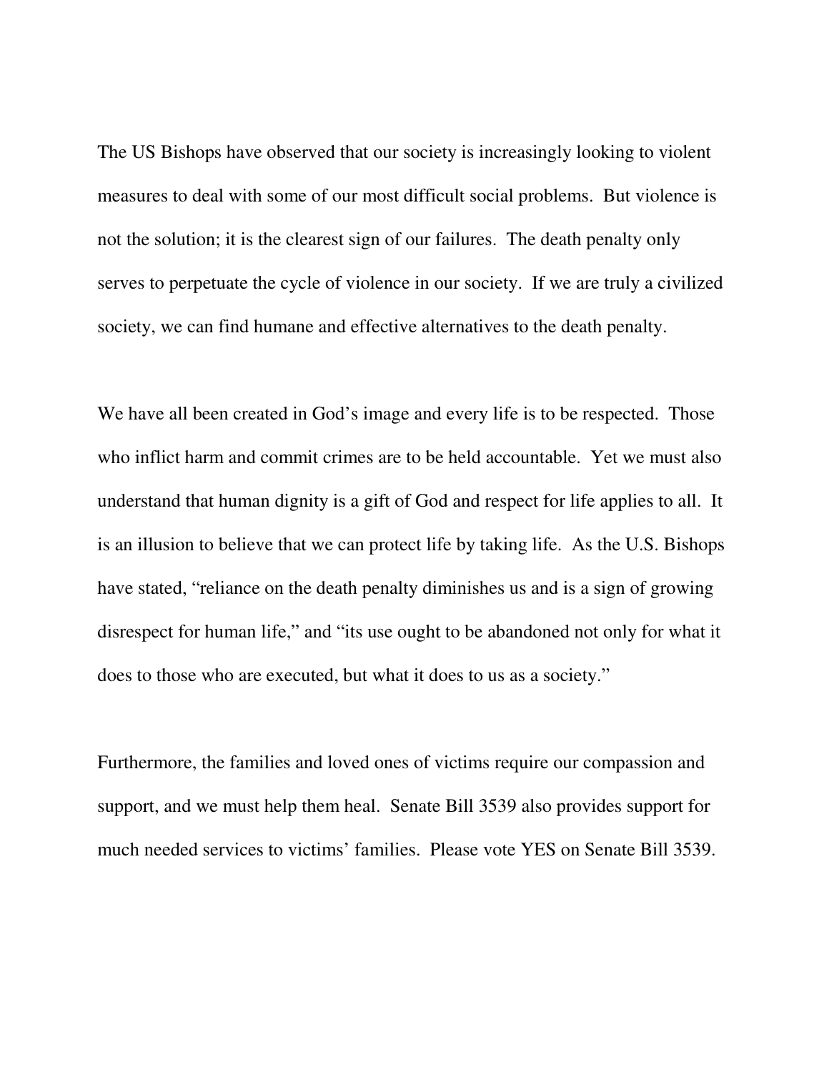The US Bishops have observed that our society is increasingly looking to violent measures to deal with some of our most difficult social problems. But violence is not the solution; it is the clearest sign of our failures. The death penalty only serves to perpetuate the cycle of violence in our society. If we are truly a civilized society, we can find humane and effective alternatives to the death penalty.

We have all been created in God's image and every life is to be respected. Those who inflict harm and commit crimes are to be held accountable. Yet we must also understand that human dignity is a gift of God and respect for life applies to all. It is an illusion to believe that we can protect life by taking life. As the U.S. Bishops have stated, "reliance on the death penalty diminishes us and is a sign of growing disrespect for human life," and "its use ought to be abandoned not only for what it does to those who are executed, but what it does to us as a society."

Furthermore, the families and loved ones of victims require our compassion and support, and we must help them heal. Senate Bill 3539 also provides support for much needed services to victims' families. Please vote YES on Senate Bill 3539.